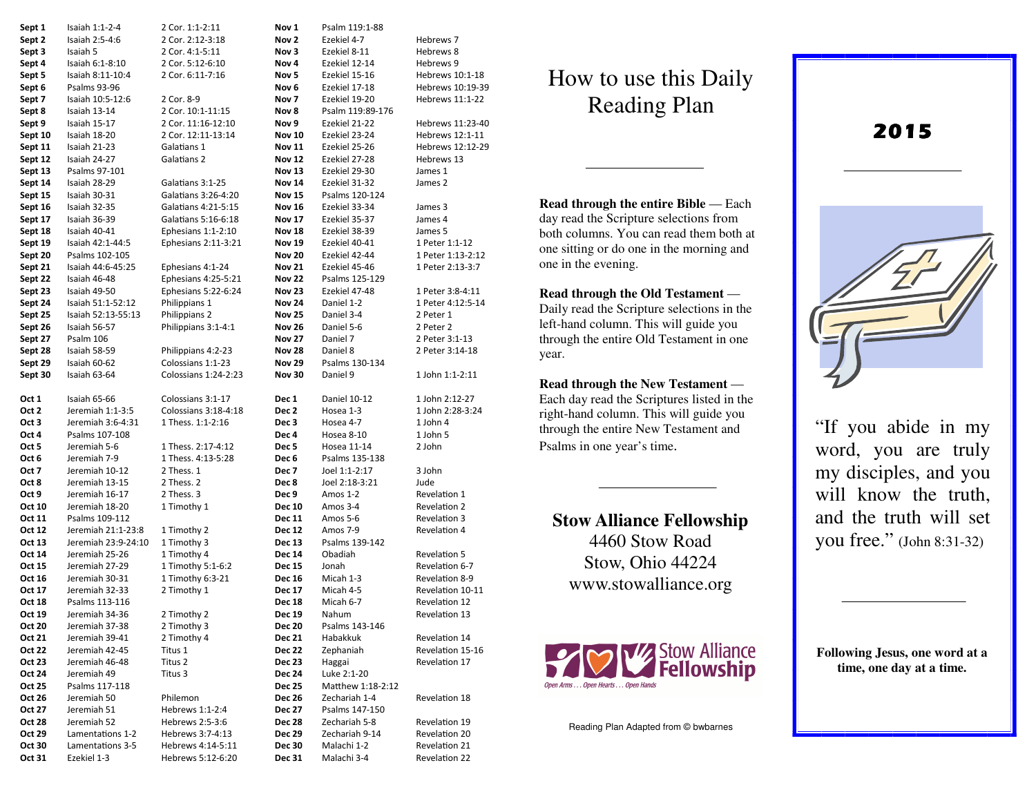| | | |
|---|---|---|
| **Sept 1** | Isaiah 1:1-2-4 | 2 Cor. 1:1-2:11 |
| **Sept 2** | Isaiah 2:5-4:6 | 2 Cor. 2:12-3:18 |
| **Sept 3** | Isaiah 5 | 2 Cor. 4:1-5:11 |
| **Sept 4** | Isaiah 6:1-8:10 | 2 Cor. 5:12-6:10 |
| **Sept 5** | Isaiah 8:11-10:4 | 2 Cor. 6:11-7:16 |
| **Sept 6** | Psalms 93-96 | |
| **Sept 7** | Isaiah 10:5-12:6 | 2 Cor. 8-9 |
| **Sept 8** | Isaiah 13-14 | 2 Cor. 10:1-11:15 |
| **Sept 9** | Isaiah 15-17 | 2 Cor. 11:16-12:10 |
| **Sept 10** | Isaiah 18-20 | 2 Cor. 12:11-13:14 |
| **Sept 11** | Isaiah 21-23 | Galatians 1 |
| **Sept 12** | Isaiah 24-27 | Galatians 2 |
| **Sept 13** | Psalms 97-101 | |
| **Sept 14** | Isaiah 28-29 | Galatians 3:1-25 |
| **Sept 15** | Isaiah 30-31 | Galatians 3:26-4:20 |
| **Sept 16** | Isaiah 32-35 | Galatians 4:21-5:15 |
| **Sept 17** | Isaiah 36-39 | Galatians 5:16-6:18 |
| **Sept 18** | Isaiah 40-41 | Ephesians 1:1-2:10 |
| **Sept 19** | Isaiah 42:1-44:5 | Ephesians 2:11-3:21 |
| **Sept 20** | Psalms 102-105 | |
| **Sept 21** | Isaiah 44:6-45:25 | Ephesians 4:1-24 |
| **Sept 22** | Isaiah 46-48 | Ephesians 4:25-5:21 |
| **Sept 23** | Isaiah 49-50 | Ephesians 5:22-6:24 |
| **Sept 24** | Isaiah 51:1-52:12 | Philippians 1 |
| **Sept 25** | Isaiah 52:13-55:13 | Philippians 2 |
| **Sept 26** | Isaiah 56-57 | Philippians 3:1-4:1 |
| **Sept 27** | Psalm 106 | |
| **Sept 28** | Isaiah 58-59 | Philippians 4:2-23 |
| **Sept 29** | Isaiah 60-62 | Colossians 1:1-23 |
| **Sept 30** | Isaiah 63-64 | Colossians 1:24-2:23 |

| | | |
|---|---|---|
| **Oct 1** | Isaiah 65-66 | Colossians 3:1-17 |
| **Oct 2** | Jeremiah 1:1-3:5 | Colossians 3:18-4:18 |
| **Oct 3** | Jeremiah 3:6-4:31 | 1 Thess. 1:1-2:16 |
| **Oct 4** | Psalms 107-108 | |
| **Oct 5** | Jeremiah 5-6 | 1 Thess. 2:17-4:12 |
| **Oct 6** | Jeremiah 7-9 | 1 Thess. 4:13-5:28 |
| **Oct 7** | Jeremiah 10-12 | 2 Thess. 1 |
| **Oct 8** | Jeremiah 13-15 | 2 Thess. 2 |
| **Oct 9** | Jeremiah 16-17 | 2 Thess. 3 |
| **Oct 10** | Jeremiah 18-20 | 1 Timothy 1 |
| **Oct 11** | Psalms 109-112 | |
| **Oct 12** | Jeremiah 21:1-23:8 | 1 Timothy 2 |
| **Oct 13** | Jeremiah 23:9-24:10 | 1 Timothy 3 |
| **Oct 14** | Jeremiah 25-26 | 1 Timothy 4 |
| **Oct 15** | Jeremiah 27-29 | 1 Timothy 5:1-6:2 |
| **Oct 16** | Jeremiah 30-31 | 1 Timothy 6:3-21 |
| **Oct 17** | Jeremiah 32-33 | 2 Timothy 1 |
| **Oct 18** | Psalms 113-116 | |
| **Oct 19** | Jeremiah 34-36 | 2 Timothy 2 |
| **Oct 20** | Jeremiah 37-38 | 2 Timothy 3 |
| **Oct 21** | Jeremiah 39-41 | 2 Timothy 4 |
| **Oct 22** | Jeremiah 42-45 | Titus 1 |
| **Oct 23** | Jeremiah 46-48 | Titus 2 |
| **Oct 24** | Jeremiah 49 | Titus 3 |
| **Oct 25** | Psalms 117-118 | |
| **Oct 26** | Jeremiah 50 | Philemon |
| **Oct 27** | Jeremiah 51 | Hebrews 1:1-2:4 |
| **Oct 28** | Jeremiah 52 | Hebrews 2:5-3:6 |
| **Oct 29** | Lamentations 1-2 | Hebrews 3:7-4:13 |
| **Oct 30** | Lamentations 3-5 | Hebrews 4:14-5:11 |
| **Oct 31** | Ezekiel 1-3 | Hebrews 5:12-6:20 |

| | | |
|---|---|---|
| **Nov 1** | Psalm 119:1-88 | |
| **Nov 2** | Ezekiel 4-7 | Hebrews 7 |
| **Nov 3** | Ezekiel 8-11 | Hebrews 8 |
| **Nov 4** | Ezekiel 12-14 | Hebrews 9 |
| **Nov 5** | Ezekiel 15-16 | Hebrews 10:1-18 |
| **Nov 6** | Ezekiel 17-18 | Hebrews 10:19-39 |
| **Nov 7** | Ezekiel 19-20 | Hebrews 11:1-22 |
| **Nov 8** | Psalm 119:89-176 | |
| **Nov 9** | Ezekiel 21-22 | Hebrews 11:23-40 |
| **Nov 10** | Ezekiel 23-24 | Hebrews 12:1-11 |
| **Nov 11** | Ezekiel 25-26 | Hebrews 12:12-29 |
| **Nov 12** | Ezekiel 27-28 | Hebrews 13 |
| **Nov 13** | Ezekiel 29-30 | James 1 |
| **Nov 14** | Ezekiel 31-32 | James 2 |
| **Nov 15** | Psalms 120-124 | |
| **Nov 16** | Ezekiel 33-34 | James 3 |
| **Nov 17** | Ezekiel 35-37 | James 4 |
| **Nov 18** | Ezekiel 38-39 | James 5 |
| **Nov 19** | Ezekiel 40-41 | 1 Peter 1:1-12 |
| **Nov 20** | Ezekiel 42-44 | 1 Peter 1:13-2:12 |
| **Nov 21** | Ezekiel 45-46 | 1 Peter 2:13-3:7 |
| **Nov 22** | Psalms 125-129 | |
| **Nov 23** | Ezekiel 47-48 | 1 Peter 3:8-4:11 |
| **Nov 24** | Daniel 1-2 | 1 Peter 4:12:5-14 |
| **Nov 25** | Daniel 3-4 | 2 Peter 1 |
| **Nov 26** | Daniel 5-6 | 2 Peter 2 |
| **Nov 27** | Daniel 7 | 2 Peter 3:1-13 |
| **Nov 28** | Daniel 8 | 2 Peter 3:14-18 |
| **Nov 29** | Psalms 130-134 | |
| **Nov 30** | Daniel 9 | 1 John 1:1-2:11 |

| | | |
|---|---|---|
| **Dec 1** | Daniel 10-12 | 1 John 2:12-27 |
| **Dec 2** | Hosea 1-3 | 1 John 2:28-3:24 |
| **Dec 3** | Hosea 4-7 | 1 John 4 |
| **Dec 4** | Hosea 8-10 | 1 John 5 |
| **Dec 5** | Hosea 11-14 | 2 John |
| **Dec 6** | Psalms 135-138 | |
| **Dec 7** | Joel 1:1-2:17 | 3 John |
| **Dec 8** | Joel 2:18-3:21 | Jude |
| **Dec 9** | Amos 1-2 | Revelation 1 |
| **Dec 10** | Amos 3-4 | Revelation 2 |
| **Dec 11** | Amos 5-6 | Revelation 3 |
| **Dec 12** | Amos 7-9 | Revelation 4 |
| **Dec 13** | Psalms 139-142 | |
| **Dec 14** | Obadiah | Revelation 5 |
| **Dec 15** | Jonah | Revelation 6-7 |
| **Dec 16** | Micah 1-3 | Revelation 8-9 |
| **Dec 17** | Micah 4-5 | Revelation 10-11 |
| **Dec 18** | Micah 6-7 | Revelation 12 |
| **Dec 19** | Nahum | Revelation 13 |
| **Dec 20** | Psalms 143-146 | |
| **Dec 21** | Habakkuk | Revelation 14 |
| **Dec 22** | Zephaniah | Revelation 15-16 |
| **Dec 23** | Haggai | Revelation 17 |
| **Dec 24** | Luke 2:1-20 | |
| **Dec 25** | Matthew 1:18-2:12 | |
| **Dec 26** | Zechariah 1-4 | Revelation 18 |
| **Dec 27** | Psalms 147-150 | |
| **Dec 28** | Zechariah 5-8 | Revelation 19 |
| **Dec 29** | Zechariah 9-14 | Revelation 20 |
| **Dec 30** | Malachi 1-2 | Revelation 21 |
| **Dec 31** | Malachi 3-4 | Revelation 22 |

# How to use this Daily Reading Plan

**Read through the entire Bible** — Each day read the Scripture selections from both columns. You can read them both at one sitting or do one in the morning and one in the evening.

**Read through the Old Testament** — Daily read the Scripture selections in the left-hand column. This will guide you through the entire Old Testament in one year.

**Read through the New Testament** — Each day read the Scriptures listed in the right-hand column. This will guide you through the entire New Testament and Psalms in one year's time.

**Stow Alliance Fellowship**
4460 Stow Road
Stow, Ohio 44224
www.stowalliance.org

Stow Alliance Fellowship
*Open Arms . . . Open Hearts . . . Open Hands*

Reading Plan Adapted from © bwbarnes

# 2015

"If you abide in my word, you are truly my disciples, and you will know the truth, and the truth will set you free." (John 8:31-32)

**Following Jesus, one word at a time, one day at a time.**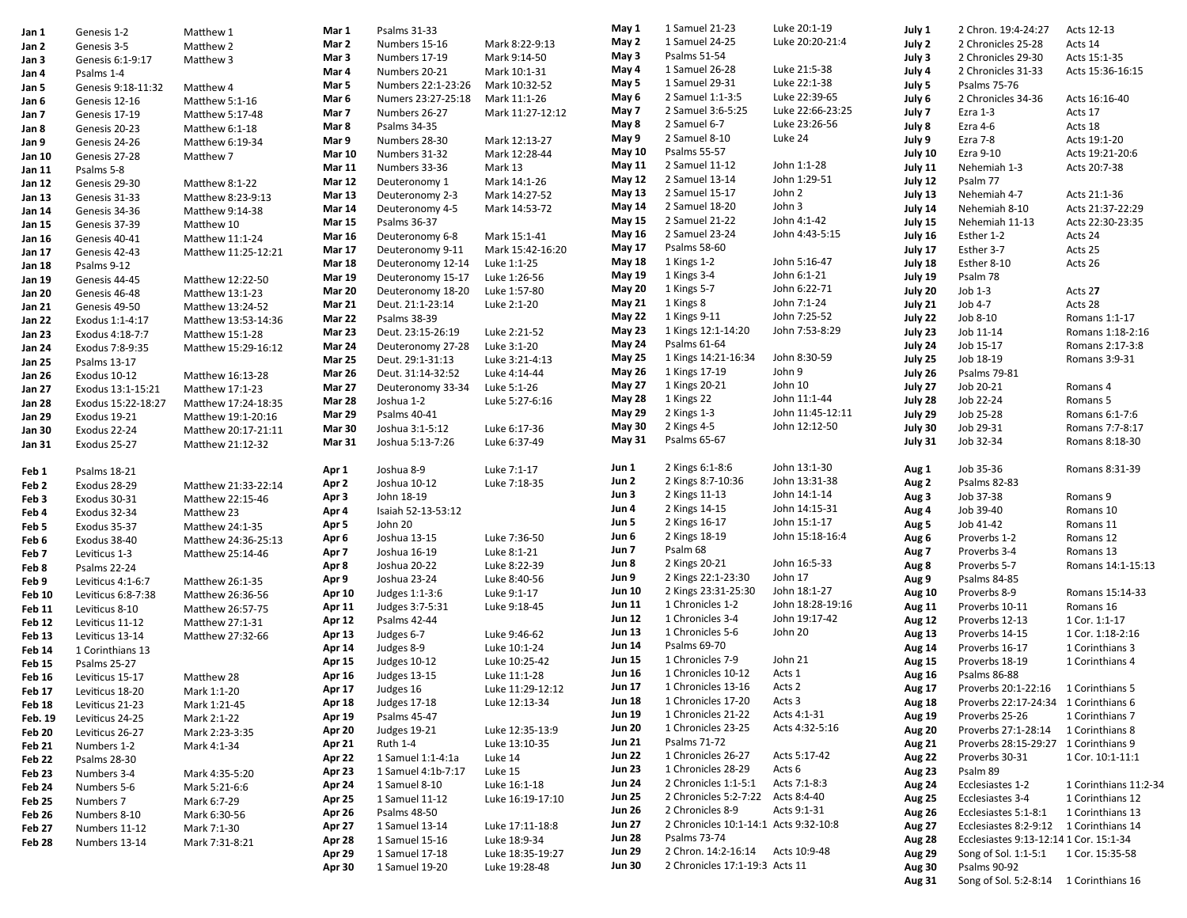| | | |
|---|---|---|
| Jan 1 | Genesis 1-2 | Matthew 1 |
| Jan 2 | Genesis 3-5 | Matthew 2 |
| Jan 3 | Genesis 6:1-9:17 | Matthew 3 |
| Jan 4 | Psalms 1-4 | |
| Jan 5 | Genesis 9:18-11:32 | Matthew 4 |
| Jan 6 | Genesis 12-16 | Matthew 5:1-16 |
| Jan 7 | Genesis 17-19 | Matthew 5:17-48 |
| Jan 8 | Genesis 20-23 | Matthew 6:1-18 |
| Jan 9 | Genesis 24-26 | Matthew 6:19-34 |
| Jan 10 | Genesis 27-28 | Matthew 7 |
| Jan 11 | Psalms 5-8 | |
| Jan 12 | Genesis 29-30 | Matthew 8:1-22 |
| Jan 13 | Genesis 31-33 | Matthew 8:23-9:13 |
| Jan 14 | Genesis 34-36 | Matthew 9:14-38 |
| Jan 15 | Genesis 37-39 | Matthew 10 |
| Jan 16 | Genesis 40-41 | Matthew 11:1-24 |
| Jan 17 | Genesis 42-43 | Matthew 11:25-12:21 |
| Jan 18 | Psalms 9-12 | |
| Jan 19 | Genesis 44-45 | Matthew 12:22-50 |
| Jan 20 | Genesis 46-48 | Matthew 13:1-23 |
| Jan 21 | Genesis 49-50 | Matthew 13:24-52 |
| Jan 22 | Exodus 1:1-4:17 | Matthew 13:53-14:36 |
| Jan 23 | Exodus 4:18-7:7 | Matthew 15:1-28 |
| Jan 24 | Exodus 7:8-9:35 | Matthew 15:29-16:12 |
| Jan 25 | Psalms 13-17 | |
| Jan 26 | Exodus 10-12 | Matthew 16:13-28 |
| Jan 27 | Exodus 13:1-15:21 | Matthew 17:1-23 |
| Jan 28 | Exodus 15:22-18:27 | Matthew 17:24-18:35 |
| Jan 29 | Exodus 19-21 | Matthew 19:1-20:16 |
| Jan 30 | Exodus 22-24 | Matthew 20:17-21:11 |
| Jan 31 | Exodus 25-27 | Matthew 21:12-32 |
| Feb 1 | Psalms 18-21 | |
| Feb 2 | Exodus 28-29 | Matthew 21:33-22:14 |
| Feb 3 | Exodus 30-31 | Matthew 22:15-46 |
| Feb 4 | Exodus 32-34 | Matthew 23 |
| Feb 5 | Exodus 35-37 | Matthew 24:1-35 |
| Feb 6 | Exodus 38-40 | Matthew 24:36-25:13 |
| Feb 7 | Leviticus 1-3 | Matthew 25:14-46 |
| Feb 8 | Psalms 22-24 | |
| Feb 9 | Leviticus 4:1-6:7 | Matthew 26:1-35 |
| Feb 10 | Leviticus 6:8-7:38 | Matthew 26:36-56 |
| Feb 11 | Leviticus 8-10 | Matthew 26:57-75 |
| Feb 12 | Leviticus 11-12 | Matthew 27:1-31 |
| Feb 13 | Leviticus 13-14 | Matthew 27:32-66 |
| Feb 14 | 1 Corinthians 13 | |
| Feb 15 | Psalms 25-27 | |
| Feb 16 | Leviticus 15-17 | Matthew 28 |
| Feb 17 | Leviticus 18-20 | Mark 1:1-20 |
| Feb 18 | Leviticus 21-23 | Mark 1:21-45 |
| Feb. 19 | Leviticus 24-25 | Mark 2:1-22 |
| Feb 20 | Leviticus 26-27 | Mark 2:23-3:35 |
| Feb 21 | Numbers 1-2 | Mark 4:1-34 |
| Feb 22 | Psalms 28-30 | |
| Feb 23 | Numbers 3-4 | Mark 4:35-5:20 |
| Feb 24 | Numbers 5-6 | Mark 5:21-6:6 |
| Feb 25 | Numbers 7 | Mark 6:7-29 |
| Feb 26 | Numbers 8-10 | Mark 6:30-56 |
| Feb 27 | Numbers 11-12 | Mark 7:1-30 |
| Feb 28 | Numbers 13-14 | Mark 7:31-8:21 |
| Mar 1 | Psalms 31-33 | |
| Mar 2 | Numbers 15-16 | Mark 8:22-9:13 |
| Mar 3 | Numbers 17-19 | Mark 9:14-50 |
| Mar 4 | Numbers 20-21 | Mark 10:1-31 |
| Mar 5 | Numbers 22:1-23:26 | Mark 10:32-52 |
| Mar 6 | Numers 23:27-25:18 | Mark 11:1-26 |
| Mar 7 | Numbers 26-27 | Mark 11:27-12:12 |
| Mar 8 | Psalms 34-35 | |
| Mar 9 | Numbers 28-30 | Mark 12:13-27 |
| Mar 10 | Numbers 31-32 | Mark 12:28-44 |
| Mar 11 | Numbers 33-36 | Mark 13 |
| Mar 12 | Deuteronomy 1 | Mark 14:1-26 |
| Mar 13 | Deuteronomy 2-3 | Mark 14:27-52 |
| Mar 14 | Deuteronomy 4-5 | Mark 14:53-72 |
| Mar 15 | Psalms 36-37 | |
| Mar 16 | Deuteronomy 6-8 | Mark 15:1-41 |
| Mar 17 | Deuteronomy 9-11 | Mark 15:42-16:20 |
| Mar 18 | Deuteronomy 12-14 | Luke 1:1-25 |
| Mar 19 | Deuteronomy 15-17 | Luke 1:26-56 |
| Mar 20 | Deuteronomy 18-20 | Luke 1:57-80 |
| Mar 21 | Deut. 21:1-23:14 | Luke 2:1-20 |
| Mar 22 | Psalms 38-39 | |
| Mar 23 | Deut. 23:15-26:19 | Luke 2:21-52 |
| Mar 24 | Deuteronomy 27-28 | Luke 3:1-20 |
| Mar 25 | Deut. 29:1-31:13 | Luke 3:21-4:13 |
| Mar 26 | Deut. 31:14-32:52 | Luke 4:14-44 |
| Mar 27 | Deuteronomy 33-34 | Luke 5:1-26 |
| Mar 28 | Joshua 1-2 | Luke 5:27-6:16 |
| Mar 29 | Psalms 40-41 | |
| Mar 30 | Joshua 3:1-5:12 | Luke 6:17-36 |
| Mar 31 | Joshua 5:13-7:26 | Luke 6:37-49 |
| Apr 1 | Joshua 8-9 | Luke 7:1-17 |
| Apr 2 | Joshua 10-12 | Luke 7:18-35 |
| Apr 3 | John 18-19 | |
| Apr 4 | Isaiah 52-13-53:12 | |
| Apr 5 | John 20 | |
| Apr 6 | Joshua 13-15 | Luke 7:36-50 |
| Apr 7 | Joshua 16-19 | Luke 8:1-21 |
| Apr 8 | Joshua 20-22 | Luke 8:22-39 |
| Apr 9 | Joshua 23-24 | Luke 8:40-56 |
| Apr 10 | Judges 1:1-3:6 | Luke 9:1-17 |
| Apr 11 | Judges 3:7-5:31 | Luke 9:18-45 |
| Apr 12 | Psalms 42-44 | |
| Apr 13 | Judges 6-7 | Luke 9:46-62 |
| Apr 14 | Judges 8-9 | Luke 10:1-24 |
| Apr 15 | Judges 10-12 | Luke 10:25-42 |
| Apr 16 | Judges 13-15 | Luke 11:1-28 |
| Apr 17 | Judges 16 | Luke 11:29-12:12 |
| Apr 18 | Judges 17-18 | Luke 12:13-34 |
| Apr 19 | Psalms 45-47 | |
| Apr 20 | Judges 19-21 | Luke 12:35-13:9 |
| Apr 21 | Ruth 1-4 | Luke 13:10-35 |
| Apr 22 | 1 Samuel 1:1-4:1a | Luke 14 |
| Apr 23 | 1 Samuel 4:1b-7:17 | Luke 15 |
| Apr 24 | 1 Samuel 8-10 | Luke 16:1-18 |
| Apr 25 | 1 Samuel 11-12 | Luke 16:19-17:10 |
| Apr 26 | Psalms 48-50 | |
| Apr 27 | 1 Samuel 13-14 | Luke 17:11-18:8 |
| Apr 28 | 1 Samuel 15-16 | Luke 18:9-34 |
| Apr 29 | 1 Samuel 17-18 | Luke 18:35-19:27 |
| Apr 30 | 1 Samuel 19-20 | Luke 19:28-48 |
| May 1 | 1 Samuel 21-23 | Luke 20:1-19 |
| May 2 | 1 Samuel 24-25 | Luke 20:20-21:4 |
| May 3 | Psalms 51-54 | |
| May 4 | 1 Samuel 26-28 | Luke 21:5-38 |
| May 5 | 1 Samuel 29-31 | Luke 22:1-38 |
| May 6 | 2 Samuel 1:1-3:5 | Luke 22:39-65 |
| May 7 | 2 Samuel 3:6-5:25 | Luke 22:66-23:25 |
| May 8 | 2 Samuel 6-7 | Luke 23:26-56 |
| May 9 | 2 Samuel 8-10 | Luke 24 |
| May 10 | Psalms 55-57 | |
| May 11 | 2 Samuel 11-12 | John 1:1-28 |
| May 12 | 2 Samuel 13-14 | John 1:29-51 |
| May 13 | 2 Samuel 15-17 | John 2 |
| May 14 | 2 Samuel 18-20 | John 3 |
| May 15 | 2 Samuel 21-22 | John 4:1-42 |
| May 16 | 2 Samuel 23-24 | John 4:43-5:15 |
| May 17 | Psalms 58-60 | |
| May 18 | 1 Kings 1-2 | John 5:16-47 |
| May 19 | 1 Kings 3-4 | John 6:1-21 |
| May 20 | 1 Kings 5-7 | John 6:22-71 |
| May 21 | 1 Kings 8 | John 7:1-24 |
| May 22 | 1 Kings 9-11 | John 7:25-52 |
| May 23 | 1 Kings 12:1-14:20 | John 7:53-8:29 |
| May 24 | Psalms 61-64 | |
| May 25 | 1 Kings 14:21-16:34 | John 8:30-59 |
| May 26 | 1 Kings 17-19 | John 9 |
| May 27 | 1 Kings 20-21 | John 10 |
| May 28 | 1 Kings 22 | John 11:1-44 |
| May 29 | 2 Kings 1-3 | John 11:45-12:11 |
| May 30 | 2 Kings 4-5 | John 12:12-50 |
| May 31 | Psalms 65-67 | |
| Jun 1 | 2 Kings 6:1-8:6 | John 13:1-30 |
| Jun 2 | 2 Kings 8:7-10:36 | John 13:31-38 |
| Jun 3 | 2 Kings 11-13 | John 14:1-14 |
| Jun 4 | 2 Kings 14-15 | John 14:15-31 |
| Jun 5 | 2 Kings 16-17 | John 15:1-17 |
| Jun 6 | 2 Kings 18-19 | John 15:18-16:4 |
| Jun 7 | Psalm 68 | |
| Jun 8 | 2 Kings 20-21 | John 16:5-33 |
| Jun 9 | 2 Kings 22:1-23:30 | John 17 |
| Jun 10 | 2 Kings 23:31-25:30 | John 18:1-27 |
| Jun 11 | 1 Chronicles 1-2 | John 18:28-19:16 |
| Jun 12 | 1 Chronicles 3-4 | John 19:17-42 |
| Jun 13 | 1 Chronicles 5-6 | John 20 |
| Jun 14 | Psalms 69-70 | |
| Jun 15 | 1 Chronicles 7-9 | John 21 |
| Jun 16 | 1 Chronicles 10-12 | Acts 1 |
| Jun 17 | 1 Chronicles 13-16 | Acts 2 |
| Jun 18 | 1 Chronicles 17-20 | Acts 3 |
| Jun 19 | 1 Chronicles 21-22 | Acts 4:1-31 |
| Jun 20 | 1 Chronicles 23-25 | Acts 4:32-5:16 |
| Jun 21 | Psalms 71-72 | |
| Jun 22 | 1 Chronicles 26-27 | Acts 5:17-42 |
| Jun 23 | 1 Chronicles 28-29 | Acts 6 |
| Jun 24 | 2 Chronicles 1:1-5:1 | Acts 7:1-8:3 |
| Jun 25 | 2 Chronicles 5:2-7:22 | Acts 8:4-40 |
| Jun 26 | 2 Chronicles 8-9 | Acts 9:1-31 |
| Jun 27 | 2 Chronicles 10:1-14:1 | Acts 9:32-10:8 |
| Jun 28 | Psalms 73-74 | |
| Jun 29 | 2 Chron. 14:2-16:14 | Acts 10:9-48 |
| Jun 30 | 2 Chronicles 17:1-19:3 | Acts 11 |
| July 1 | 2 Chron. 19:4-24:27 | Acts 12-13 |
| July 2 | 2 Chronicles 25-28 | Acts 14 |
| July 3 | 2 Chronicles 29-30 | Acts 15:1-35 |
| July 4 | 2 Chronicles 31-33 | Acts 15:36-16:15 |
| July 5 | Psalms 75-76 | |
| July 6 | 2 Chronicles 34-36 | Acts 16:16-40 |
| July 7 | Ezra 1-3 | Acts 17 |
| July 8 | Ezra 4-6 | Acts 18 |
| July 9 | Ezra 7-8 | Acts 19:1-20 |
| July 10 | Ezra 9-10 | Acts 19:21-20:6 |
| July 11 | Nehemiah 1-3 | Acts 20:7-38 |
| July 12 | Psalm 77 | |
| July 13 | Nehemiah 4-7 | Acts 21:1-36 |
| July 14 | Nehemiah 8-10 | Acts 21:37-22:29 |
| July 15 | Nehemiah 11-13 | Acts 22:30-23:35 |
| July 16 | Esther 1-2 | Acts 24 |
| July 17 | Esther 3-7 | Acts 25 |
| July 18 | Esther 8-10 | Acts 26 |
| July 19 | Psalm 78 | |
| July 20 | Job 1-3 | Acts 27 |
| July 21 | Job 4-7 | Acts 28 |
| July 22 | Job 8-10 | Romans 1:1-17 |
| July 23 | Job 11-14 | Romans 1:18-2:16 |
| July 24 | Job 15-17 | Romans 2:17-3:8 |
| July 25 | Job 18-19 | Romans 3:9-31 |
| July 26 | Psalms 79-81 | |
| July 27 | Job 20-21 | Romans 4 |
| July 28 | Job 22-24 | Romans 5 |
| July 29 | Job 25-28 | Romans 6:1-7:6 |
| July 30 | Job 29-31 | Romans 7:7-8:17 |
| July 31 | Job 32-34 | Romans 8:18-30 |
| Aug 1 | Job 35-36 | Romans 8:31-39 |
| Aug 2 | Psalms 82-83 | |
| Aug 3 | Job 37-38 | Romans 9 |
| Aug 4 | Job 39-40 | Romans 10 |
| Aug 5 | Job 41-42 | Romans 11 |
| Aug 6 | Proverbs 1-2 | Romans 12 |
| Aug 7 | Proverbs 3-4 | Romans 13 |
| Aug 8 | Proverbs 5-7 | Romans 14:1-15:13 |
| Aug 9 | Psalms 84-85 | |
| Aug 10 | Proverbs 8-9 | Romans 15:14-33 |
| Aug 11 | Proverbs 10-11 | Romans 16 |
| Aug 12 | Proverbs 12-13 | 1 Cor. 1:1-17 |
| Aug 13 | Proverbs 14-15 | 1 Cor. 1:18-2:16 |
| Aug 14 | Proverbs 16-17 | 1 Corinthians 3 |
| Aug 15 | Proverbs 18-19 | 1 Corinthians 4 |
| Aug 16 | Psalms 86-88 | |
| Aug 17 | Proverbs 20:1-22:16 | 1 Corinthians 5 |
| Aug 18 | Proverbs 22:17-24:34 | 1 Corinthians 6 |
| Aug 19 | Proverbs 25-26 | 1 Corinthians 7 |
| Aug 20 | Proverbs 27:1-28:14 | 1 Corinthians 8 |
| Aug 21 | Proverbs 28:15-29:27 | 1 Corinthians 9 |
| Aug 22 | Proverbs 30-31 | 1 Cor. 10:1-11:1 |
| Aug 23 | Psalm 89 | |
| Aug 24 | Ecclesiastes 1-2 | 1 Corinthians 11:2-34 |
| Aug 25 | Ecclesiastes 3-4 | 1 Corinthians 12 |
| Aug 26 | Ecclesiastes 5:1-8:1 | 1 Corinthians 13 |
| Aug 27 | Ecclesiastes 8:2-9:12 | 1 Corinthians 14 |
| Aug 28 | Ecclesiastes 9:13-12:14 | 1 Cor. 15:1-34 |
| Aug 29 | Song of Sol. 1:1-5:1 | 1 Cor. 15:35-58 |
| Aug 30 | Psalms 90-92 | |
| Aug 31 | Song of Sol. 5:2-8:14 | 1 Corinthians 16 |